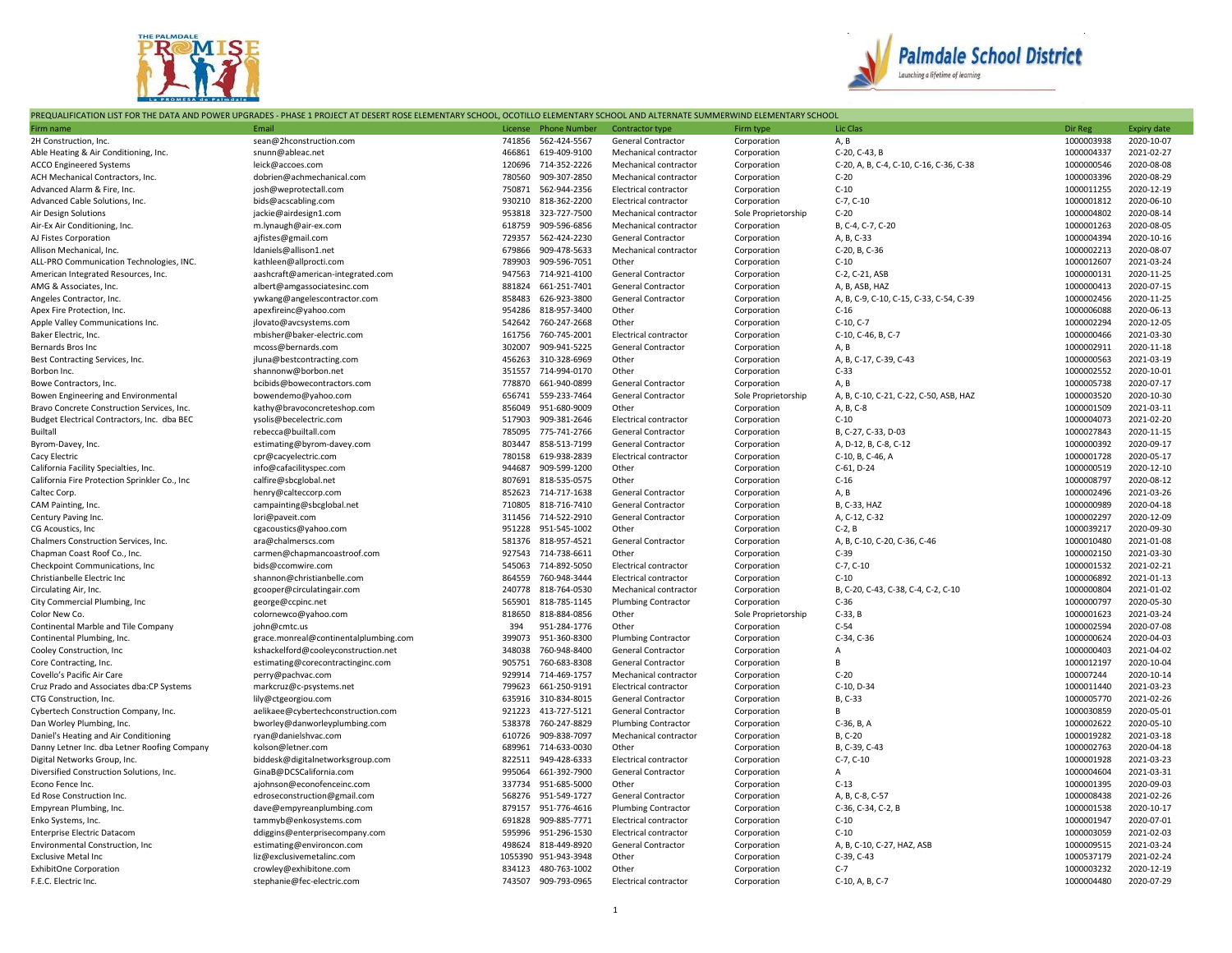PREQUALIFICATION LIST FOR THE DATA AND POWER UPGRADES - PHASE 1 PROJECT AT DESERT ROSE ELEMENTARY SCHOOL, OCOTILLO ELEMENTARY SCHOOL AND ALTERNATE SUMMERWIND ELEMENTARY SCHOOL

| Firm name | Email | License | Phone Number | Contractor type | Firm type | Lic Clas | Dir Reg | Expiry date |
|---|---|---|---|---|---|---|---|---|
| 2H Construction, Inc. | sean@2hconstruction.com | 741856 | 562-424-5567 | General Contractor | Corporation | A, B | 1000003938 | 2020-10-07 |
| Able Heating & Air Conditioning, Inc. | snunn@ableac.net | 466861 | 619-409-9100 | Mechanical contractor | Corporation | C-20, C-43, B | 1000004337 | 2021-02-27 |
| ACCO Engineered Systems | leick@accoes.com | 120696 | 714-352-2226 | Mechanical contractor | Corporation | C-20, A, B, C-4, C-10, C-16, C-36, C-38 | 1000000546 | 2020-08-08 |
| ACH Mechanical Contractors, Inc. | dobrien@achmechanical.com | 780560 | 909-307-2850 | Mechanical contractor | Corporation | C-20 | 1000003396 | 2020-08-29 |
| Advanced Alarm & Fire, Inc. | josh@weprotectall.com | 750871 | 562-944-2356 | Electrical contractor | Corporation | C-10 | 1000011255 | 2020-12-19 |
| Advanced Cable Solutions, Inc. | bids@acscabling.com | 930210 | 818-362-2200 | Electrical contractor | Corporation | C-7, C-10 | 1000001812 | 2020-06-10 |
| Air Design Solutions | jackie@airdesign1.com | 953818 | 323-727-7500 | Mechanical contractor | Sole Proprietorship | C-20 | 1000004802 | 2020-08-14 |
| Air-Ex Air Conditioning, Inc. | m.lynaugh@air-ex.com | 618759 | 909-596-6856 | Mechanical contractor | Corporation | B, C-4, C-7, C-20 | 1000001263 | 2020-08-05 |
| AJ Fistes Corporation | ajfistes@gmail.com | 729357 | 562-424-2230 | General Contractor | Corporation | A, B, C-33 | 1000004394 | 2020-10-16 |
| Allison Mechanical, Inc. | ldaniels@allison1.net | 679866 | 909-478-5633 | Mechanical contractor | Corporation | C-20, B, C-36 | 1000002213 | 2020-08-07 |
| ALL-PRO Communication Technologies, INC. | kathleen@allprocti.com | 789903 | 909-596-7051 | Other | Corporation | C-10 | 1000012607 | 2021-03-24 |
| American Integrated Resources, Inc. | aashcraft@american-integrated.com | 947563 | 714-921-4100 | General Contractor | Corporation | C-2, C-21, ASB | 1000000131 | 2020-11-25 |
| AMG & Associates, Inc. | albert@amgassociatesinc.com | 881824 | 661-251-7401 | General Contractor | Corporation | A, B, ASB, HAZ | 1000000413 | 2020-07-15 |
| Angeles Contractor, Inc. | ywkang@angelescontractor.com | 858483 | 626-923-3800 | General Contractor | Corporation | A, B, C-9, C-10, C-15, C-33, C-54, C-39 | 1000002456 | 2020-11-25 |
| Apex Fire Protection, Inc. | apexfireinc@yahoo.com | 954286 | 818-957-3400 | Other | Corporation | C-16 | 1000006088 | 2020-06-13 |
| Apple Valley Communications Inc. | jlovato@avcsystems.com | 542642 | 760-247-2668 | Other | Corporation | C-10, C-7 | 1000002294 | 2020-12-05 |
| Baker Electric, Inc. | mbisher@baker-electric.com | 161756 | 760-745-2001 | Electrical contractor | Corporation | C-10, C-46, B, C-7 | 1000000466 | 2021-03-30 |
| Bernards Bros Inc | mcoss@bernards.com | 302007 | 909-941-5225 | General Contractor | Corporation | A, B | 1000002911 | 2020-11-18 |
| Best Contracting Services, Inc. | jluna@bestcontracting.com | 456263 | 310-328-6969 | Other | Corporation | A, B, C-17, C-39, C-43 | 1000000563 | 2021-03-19 |
| Borbon Inc. | shannonw@borbon.net | 351557 | 714-994-0170 | Other | Corporation | C-33 | 1000002552 | 2020-10-01 |
| Bowe Contractors, Inc. | bcbids@bowecontractors.com | 778870 | 661-940-0899 | General Contractor | Corporation | A, B | 1000005738 | 2020-07-17 |
| Bowen Engineering and Environmental | bowendemo@yahoo.com | 656741 | 559-233-7464 | General Contractor | Sole Proprietorship | A, B, C-10, C-21, C-22, C-50, ASB, HAZ | 1000003520 | 2020-10-30 |
| Bravo Concrete Construction Services, Inc. | kathy@bravoconcreteshop.com | 856049 | 951-680-9009 | Other | Corporation | A, B, C-8 | 1000001509 | 2021-03-11 |
| Budget Electrical Contractors, Inc. dba BEC | ysolis@becelectric.com | 517903 | 909-381-2646 | Electrical contractor | Corporation | C-10 | 1000004073 | 2021-02-20 |
| Builtall | rebecca@builtall.com | 785095 | 775-741-2766 | General Contractor | Corporation | B, C-27, C-33, D-03 | 1000027843 | 2020-11-15 |
| Byrom-Davey, Inc. | estimating@byrom-davey.com | 803447 | 858-513-7199 | General Contractor | Corporation | A, D-12, B, C-8, C-12 | 1000000392 | 2020-09-17 |
| Cacy Electric | cpr@cacyelectric.com | 780158 | 619-938-2839 | Electrical contractor | Corporation | C-10, B, C-46, A | 1000001728 | 2020-05-17 |
| California Facility Specialties, Inc. | info@cafacilityspec.com | 944687 | 909-599-1200 | Other | Corporation | C-61, D-24 | 1000000519 | 2020-12-10 |
| California Fire Protection Sprinkler Co., Inc | calfire@sbcglobal.net | 807691 | 818-535-0575 | Other | Corporation | C-16 | 1000008797 | 2020-08-12 |
| Caltec Corp. | henry@calteccorp.com | 852623 | 714-717-1638 | General Contractor | Corporation | A, B | 1000002496 | 2021-03-26 |
| CAM Painting, Inc. | campainting@sbcglobal.net | 710805 | 818-716-7410 | General Contractor | Corporation | B, C-33, HAZ | 1000000989 | 2020-04-18 |
| Century Paving Inc. | lori@paveit.com | 311456 | 714-522-2910 | General Contractor | Corporation | A, C-12, C-32 | 1000002297 | 2020-12-09 |
| CG Acoustics, Inc | cgacoustics@yahoo.com | 951228 | 951-545-1002 | Other | Corporation | C-2, B | 1000039217 | 2020-09-30 |
| Chalmers Construction Services, Inc. | ara@chalmerscs.com | 581376 | 818-957-4521 | General Contractor | Corporation | A, B, C-10, C-20, C-36, C-46 | 1000010480 | 2021-01-08 |
| Chapman Coast Roof Co., Inc. | carmen@chapmancoastroof.com | 927543 | 714-738-6611 | Other | Corporation | C-39 | 1000002150 | 2021-03-30 |
| Checkpoint Communications, Inc | bids@ccomwire.com | 545063 | 714-892-5050 | Electrical contractor | Corporation | C-7, C-10 | 1000001532 | 2021-02-21 |
| Christianbelle Electric Inc | shannon@christianbelle.com | 864559 | 760-948-3444 | Electrical contractor | Corporation | C-10 | 1000006892 | 2021-01-13 |
| Circulating Air, Inc. | gcooper@circulatingair.com | 240778 | 818-764-0530 | Mechanical contractor | Corporation | B, C-20, C-43, C-38, C-4, C-2, C-10 | 1000000804 | 2021-01-02 |
| City Commercial Plumbing, Inc | george@ccpinc.net | 565901 | 818-785-1145 | Plumbing Contractor | Corporation | C-36 | 1000000797 | 2020-05-30 |
| Color New Co. | colornewco@yahoo.com | 818650 | 818-884-0856 | Other | Sole Proprietorship | C-33, B | 1000001623 | 2021-03-24 |
| Continental Marble and Tile Company | john@cmtc.us | 394 | 951-284-1776 | Other | Corporation | C-54 | 1000002594 | 2020-07-08 |
| Continental Plumbing, Inc. | grace.monreal@continentalplumbing.com | 399073 | 951-360-8300 | Plumbing Contractor | Corporation | C-34, C-36 | 1000000624 | 2020-04-03 |
| Cooley Construction, Inc | kshackelford@cooleyconstruction.net | 348038 | 760-948-8400 | General Contractor | Corporation | A | 1000000403 | 2021-04-02 |
| Core Contracting, Inc. | estimating@corecontractinginc.com | 905751 | 760-683-8308 | General Contractor | Corporation | B | 1000012197 | 2020-10-04 |
| Covello's Pacific Air Care | perry@pachvac.com | 929914 | 714-469-1757 | Mechanical contractor | Corporation | C-20 | 100007244 | 2020-10-14 |
| Cruz Prado and Associates dba:CP Systems | markcruz@c-psystems.net | 799623 | 661-250-9191 | Electrical contractor | Corporation | C-10, D-34 | 1000011440 | 2021-03-23 |
| CTG Construction, Inc. | lily@ctgeorgiou.com | 635916 | 310-834-8015 | General Contractor | Corporation | B, C-33 | 1000005770 | 2021-02-26 |
| Cybertech Construction Company, Inc. | aelikaee@cybertechconstruction.com | 921223 | 413-727-5121 | General Contractor | Corporation | B | 1000030859 | 2020-05-01 |
| Dan Worley Plumbing, Inc. | bworley@danworleyplumbing.com | 538378 | 760-247-8829 | Plumbing Contractor | Corporation | C-36, B, A | 1000002622 | 2020-05-10 |
| Daniel's Heating and Air Conditioning | ryan@danielshvac.com | 610726 | 909-838-7097 | Mechanical contractor | Corporation | B, C-20 | 1000019282 | 2021-03-18 |
| Danny Letner Inc. dba Letner Roofing Company | kolson@letner.com | 689961 | 714-633-0030 | Other | Corporation | B, C-39, C-43 | 1000002763 | 2020-04-18 |
| Digital Networks Group, Inc. | biddesk@digitalnetworksgroup.com | 822511 | 949-428-6333 | Electrical contractor | Corporation | C-7, C-10 | 1000001928 | 2021-03-23 |
| Diversified Construction Solutions, Inc. | GinaB@DCSCalifornia.com | 995064 | 661-392-7900 | General Contractor | Corporation | A | 1000004604 | 2021-03-31 |
| Econo Fence Inc. | ajohnson@econofenceinc.com | 337734 | 951-685-5000 | Other | Corporation | C-13 | 1000001395 | 2020-09-03 |
| Ed Rose Construction Inc. | edroseconstruction@gmail.com | 568276 | 951-549-1727 | General Contractor | Corporation | A, B, C-8, C-57 | 1000008438 | 2021-02-26 |
| Empyrean Plumbing, Inc. | dave@empyreanplumbing.com | 879157 | 951-776-4616 | Plumbing Contractor | Corporation | C-36, C-34, C-2, B | 1000001538 | 2020-10-17 |
| Enko Systems, Inc. | tammyb@enkosystems.com | 691828 | 909-885-7771 | Electrical contractor | Corporation | C-10 | 1000001947 | 2020-07-01 |
| Enterprise Electric Datacom | ddiggins@enterprisecompany.com | 595996 | 951-296-1530 | Electrical contractor | Corporation | C-10 | 1000003059 | 2021-02-03 |
| Environmental Construction, Inc | estimating@environcon.com | 498624 | 818-449-8920 | General Contractor | Corporation | A, B, C-10, C-27, HAZ, ASB | 1000009515 | 2021-03-24 |
| Exclusive Metal Inc | liz@exclusivemetalinc.com | 1055390 | 951-943-3948 | Other | Corporation | C-39, C-43 | 1000537179 | 2021-02-24 |
| ExhibitOne Corporation | crowley@exhibitone.com | 834123 | 480-763-1002 | Other | Corporation | C-7 | 1000003232 | 2020-12-19 |
| F.E.C. Electric Inc. | stephanie@fec-electric.com | 743507 | 909-793-0965 | Electrical contractor | Corporation | C-10, A, B, C-7 | 1000004480 | 2020-07-29 |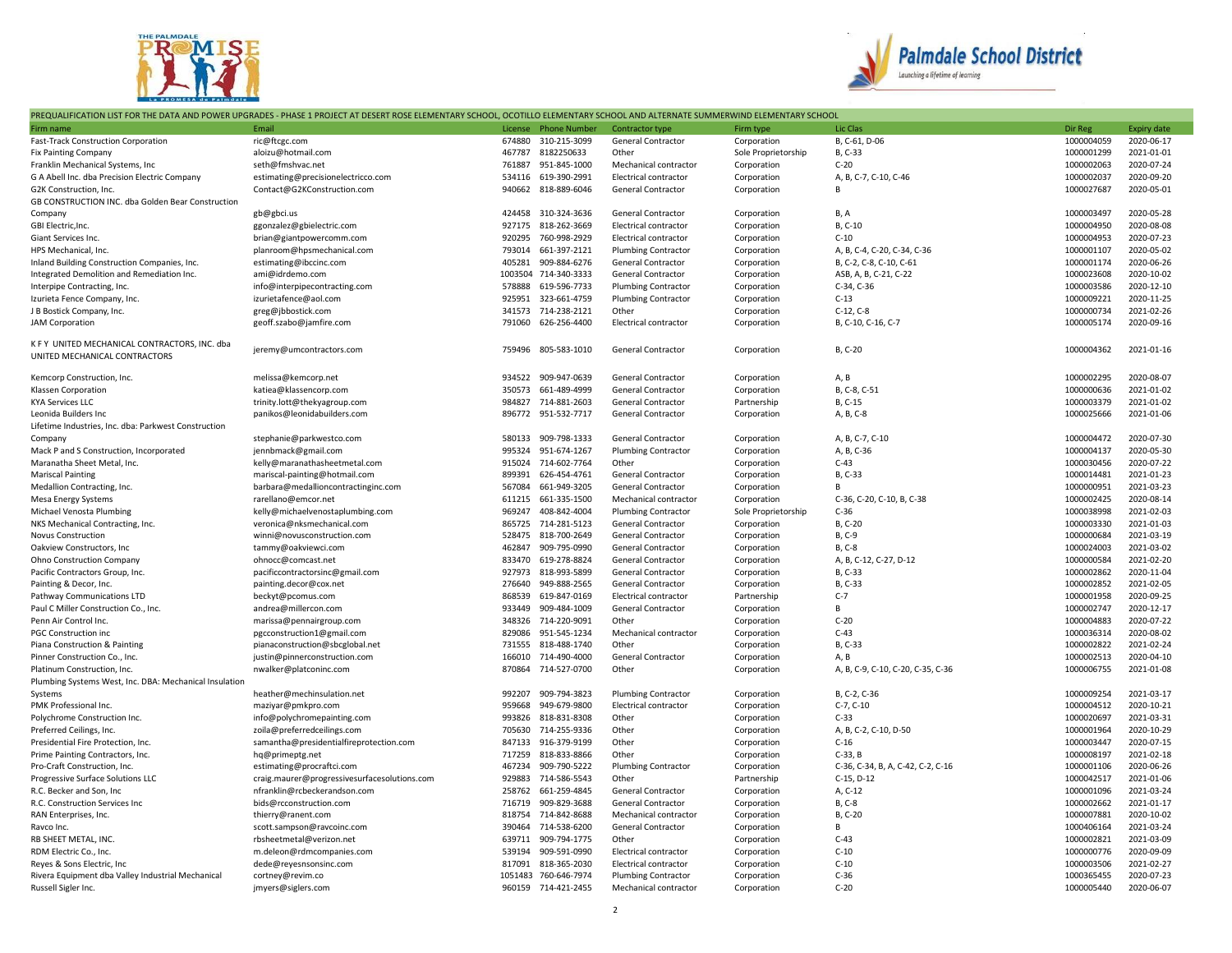PREQUALIFICATION LIST FOR THE DATA AND POWER UPGRADES - PHASE 1 PROJECT AT DESERT ROSE ELEMENTARY SCHOOL, OCOTILLO ELEMENTARY SCHOOL AND ALTERNATE SUMMERWIND ELEMENTARY SCHOOL

| Firm name | Email | License | Phone Number | Contractor type | Firm type | Lic Clas | Dir Reg | Expiry date |
|---|---|---|---|---|---|---|---|---|
| Fast-Track Construction Corporation | ric@ftcgc.com | 674880 | 310-215-3099 | General Contractor | Corporation | B, C-61, D-06 | 1000004059 | 2020-06-17 |
| Fix Painting Company | aloizu@hotmail.com | 467787 | 8182250633 | Other | Sole Proprietorship | B, C-33 | 1000001299 | 2021-01-01 |
| Franklin Mechanical Systems, Inc | seth@fmshvac.net | 761887 | 951-845-1000 | Mechanical contractor | Corporation | C-20 | 1000002063 | 2020-07-24 |
| G A Abell Inc. dba Precision Electric Company | estimating@precisionelectricco.com | 534116 | 619-390-2991 | Electrical contractor | Corporation | A, B, C-7, C-10, C-46 | 1000002037 | 2020-09-20 |
| G2K Construction, Inc. | Contact@G2KConstruction.com | 940662 | 818-889-6046 | General Contractor | Corporation | B | 1000027687 | 2020-05-01 |
| GB CONSTRUCTION INC. dba Golden Bear Construction Company | gb@gbci.us | 424458 | 310-324-3636 | General Contractor | Corporation | B, A | 1000003497 | 2020-05-28 |
| GBI Electric,Inc. | ggonzalez@gbielectric.com | 927175 | 818-262-3669 | Electrical contractor | Corporation | B, C-10 | 1000004950 | 2020-08-08 |
| Giant Services Inc. | brian@giantpowercomm.com | 920295 | 760-998-2929 | Electrical contractor | Corporation | C-10 | 1000004953 | 2020-07-23 |
| HPS Mechanical, Inc. | planroom@hpsmechanical.com | 793014 | 661-397-2121 | Plumbing Contractor | Corporation | A, B, C-4, C-20, C-34, C-36 | 1000001107 | 2020-05-02 |
| Inland Building Construction Companies, Inc. | estimating@ibccinc.com | 405281 | 909-884-6276 | General Contractor | Corporation | B, C-2, C-8, C-10, C-61 | 1000001174 | 2020-06-26 |
| Integrated Demolition and Remediation Inc. | ami@idrdemo.com | 1003504 | 714-340-3333 | General Contractor | Corporation | ASB, A, B, C-21, C-22 | 1000023608 | 2020-10-02 |
| Interpipe Contracting, Inc. | info@interpipecontracting.com | 578888 | 619-596-7733 | Plumbing Contractor | Corporation | C-34, C-36 | 1000003586 | 2020-12-10 |
| Izurieta Fence Company, Inc. | izurietafence@aol.com | 925951 | 323-661-4759 | Plumbing Contractor | Corporation | C-13 | 1000009221 | 2020-11-25 |
| J B Bostick Company, Inc. | greg@jbbostick.com | 341573 | 714-238-2121 | Other | Corporation | C-12, C-8 | 1000000734 | 2021-02-26 |
| JAM Corporation | geoff.szabo@jamfire.com | 791060 | 626-256-4400 | Electrical contractor | Corporation | B, C-10, C-16, C-7 | 1000005174 | 2020-09-16 |
| K F Y UNITED MECHANICAL CONTRACTORS, INC. dba UNITED MECHANICAL CONTRACTORS | jeremy@umcontractors.com | 759496 | 805-583-1010 | General Contractor | Corporation | B, C-20 | 1000004362 | 2021-01-16 |
| Kemcorp Construction, Inc. | melissa@kemcorp.net | 934522 | 909-947-0639 | General Contractor | Corporation | A, B | 1000002295 | 2020-08-07 |
| Klassen Corporation | katiea@klassencorp.com | 350573 | 661-489-4999 | General Contractor | Corporation | B, C-8, C-51 | 1000000636 | 2021-01-02 |
| KYA Services LLC | trinity.lott@thekyagroup.com | 984827 | 714-881-2603 | General Contractor | Partnership | B, C-15 | 1000003379 | 2021-01-02 |
| Leonida Builders Inc | panikos@leonidabuilders.com | 896772 | 951-532-7717 | General Contractor | Corporation | A, B, C-8 | 1000025666 | 2021-01-06 |
| Lifetime Industries, Inc. dba: Parkwest Construction Company | stephanie@parkwestco.com | 580133 | 909-798-1333 | General Contractor | Corporation | A, B, C-7, C-10 | 1000004472 | 2020-07-30 |
| Mack P and S Construction, Incorporated | jennbmack@gmail.com | 995324 | 951-674-1267 | Plumbing Contractor | Corporation | A, B, C-36 | 1000004137 | 2020-05-30 |
| Maranatha Sheet Metal, Inc. | kelly@maranathasheetmetal.com | 915024 | 714-602-7764 | Other | Corporation | C-43 | 1000030456 | 2020-07-22 |
| Mariscal Painting | mariscal-painting@hotmail.com | 899391 | 626-454-4761 | General Contractor | Corporation | B, C-33 | 1000014481 | 2021-01-23 |
| Medallion Contracting, Inc. | barbara@medallioncontractinginc.com | 567084 | 661-949-3205 | General Contractor | Corporation | B | 1000000951 | 2021-03-23 |
| Mesa Energy Systems | rarellano@emcor.net | 611215 | 661-335-1500 | Mechanical contractor | Corporation | C-36, C-20, C-10, B, C-38 | 1000002425 | 2020-08-14 |
| Michael Venosta Plumbing | kelly@michaelvenostaplumbing.com | 969247 | 408-842-4004 | Plumbing Contractor | Sole Proprietorship | C-36 | 1000038998 | 2021-02-03 |
| NKS Mechanical Contracting, Inc. | veronica@nksmechanical.com | 865725 | 714-281-5123 | General Contractor | Corporation | B, C-20 | 1000003330 | 2021-01-03 |
| Novus Construction | winni@novusconstruction.com | 528475 | 818-700-2649 | General Contractor | Corporation | B, C-9 | 1000000684 | 2021-03-19 |
| Oakview Constructors, Inc | tammy@oakviewci.com | 462847 | 909-795-0990 | General Contractor | Corporation | B, C-8 | 1000024003 | 2021-03-02 |
| Ohno Construction Company | ohnocc@comcast.net | 833470 | 619-278-8824 | General Contractor | Corporation | A, B, C-12, C-27, D-12 | 1000000584 | 2021-02-20 |
| Pacific Contractors Group, Inc. | pacificcontractorsinc@gmail.com | 927973 | 818-993-5899 | General Contractor | Corporation | B, C-33 | 1000002862 | 2020-11-04 |
| Painting & Decor, Inc. | painting.decor@cox.net | 276640 | 949-888-2565 | General Contractor | Corporation | B, C-33 | 1000002852 | 2021-02-05 |
| Pathway Communications LTD | beckyt@pcomus.com | 868539 | 619-847-0169 | Electrical contractor | Partnership | C-7 | 1000001958 | 2020-09-25 |
| Paul C Miller Construction Co., Inc. | andrea@millercon.com | 933449 | 909-484-1009 | General Contractor | Corporation | B | 1000002747 | 2020-12-17 |
| Penn Air Control Inc. | marissa@pennairgroup.com | 348326 | 714-220-9091 | Other | Corporation | C-20 | 1000004883 | 2020-07-22 |
| PGC Construction inc | pgcconstruction1@gmail.com | 829086 | 951-545-1234 | Mechanical contractor | Corporation | C-43 | 1000036314 | 2020-08-02 |
| Piana Construction & Painting | pianaconstruction@sbcglobal.net | 731555 | 818-488-1740 | Other | Corporation | B, C-33 | 1000002822 | 2021-02-24 |
| Pinner Construction Co., Inc. | justin@pinnerconstruction.com | 166010 | 714-490-4000 | General Contractor | Corporation | A, B | 1000002513 | 2020-04-10 |
| Platinum Construction, Inc. | nwalker@platconinc.com | 870864 | 714-527-0700 | Other | Corporation | A, B, C-9, C-10, C-20, C-35, C-36 | 1000006755 | 2021-01-08 |
| Plumbing Systems West, Inc. DBA: Mechanical Insulation Systems | heather@mechinsulation.net | 992207 | 909-794-3823 | Plumbing Contractor | Corporation | B, C-2, C-36 | 1000009254 | 2021-03-17 |
| PMK Professional Inc. | maziyar@pmkpro.com | 959668 | 949-679-9800 | Electrical contractor | Corporation | C-7, C-10 | 1000004512 | 2020-10-21 |
| Polychrome Construction Inc. | info@polychromepainting.com | 993826 | 818-831-8308 | Other | Corporation | C-33 | 1000020697 | 2021-03-31 |
| Preferred Ceilings, Inc. | zoila@preferredceilings.com | 705630 | 714-255-9336 | Other | Corporation | A, B, C-2, C-10, D-50 | 1000001964 | 2020-10-29 |
| Presidential Fire Protection, Inc. | samantha@presidentialfireprotection.com | 847133 | 916-379-9199 | Other | Corporation | C-16 | 1000003447 | 2020-07-15 |
| Prime Painting Contractors, Inc. | hq@primeptg.net | 717259 | 818-833-8866 | Other | Corporation | C-33, B | 1000008197 | 2021-02-18 |
| Pro-Craft Construction, Inc. | estimating@procraftci.com | 467234 | 909-790-5222 | Plumbing Contractor | Corporation | C-36, C-34, B, A, C-42, C-2, C-16 | 1000001106 | 2020-06-26 |
| Progressive Surface Solutions LLC | craig.maurer@progressivesurfacesolutions.com | 929883 | 714-586-5543 | Other | Partnership | C-15, D-12 | 1000042517 | 2021-01-06 |
| R.C. Becker and Son, Inc | nfranklin@rcbeckerandson.com | 258762 | 661-259-4845 | General Contractor | Corporation | A, C-12 | 1000001096 | 2021-03-24 |
| R.C. Construction Services Inc | bids@rcconstruction.com | 716719 | 909-829-3688 | General Contractor | Corporation | B, C-8 | 1000002662 | 2021-01-17 |
| RAN Enterprises, Inc. | thierry@ranent.com | 818754 | 714-842-8688 | Mechanical contractor | Corporation | B, C-20 | 1000007881 | 2020-10-02 |
| Ravco Inc. | scott.sampson@ravcoinc.com | 390464 | 714-538-6200 | General Contractor | Corporation | B | 1000406164 | 2021-03-24 |
| RB SHEET METAL, INC. | rbsheetmetal@verizon.net | 639711 | 909-794-1775 | Other | Corporation | C-43 | 1000002821 | 2021-03-09 |
| RDM Electric Co., Inc. | m.deleon@rdmcompanies.com | 539194 | 909-591-0990 | Electrical contractor | Corporation | C-10 | 1000000776 | 2020-09-09 |
| Reyes & Sons Electric, Inc | dede@reyesnsonsinc.com | 817091 | 818-365-2030 | Electrical contractor | Corporation | C-10 | 1000003506 | 2021-02-27 |
| Rivera Equipment dba Valley Industrial Mechanical | cortney@revim.co | 1051483 | 760-646-7974 | Plumbing Contractor | Corporation | C-36 | 1000365455 | 2020-07-23 |
| Russell Sigler Inc. | jmyers@siglers.com | 960159 | 714-421-2455 | Mechanical contractor | Corporation | C-20 | 1000005440 | 2020-06-07 |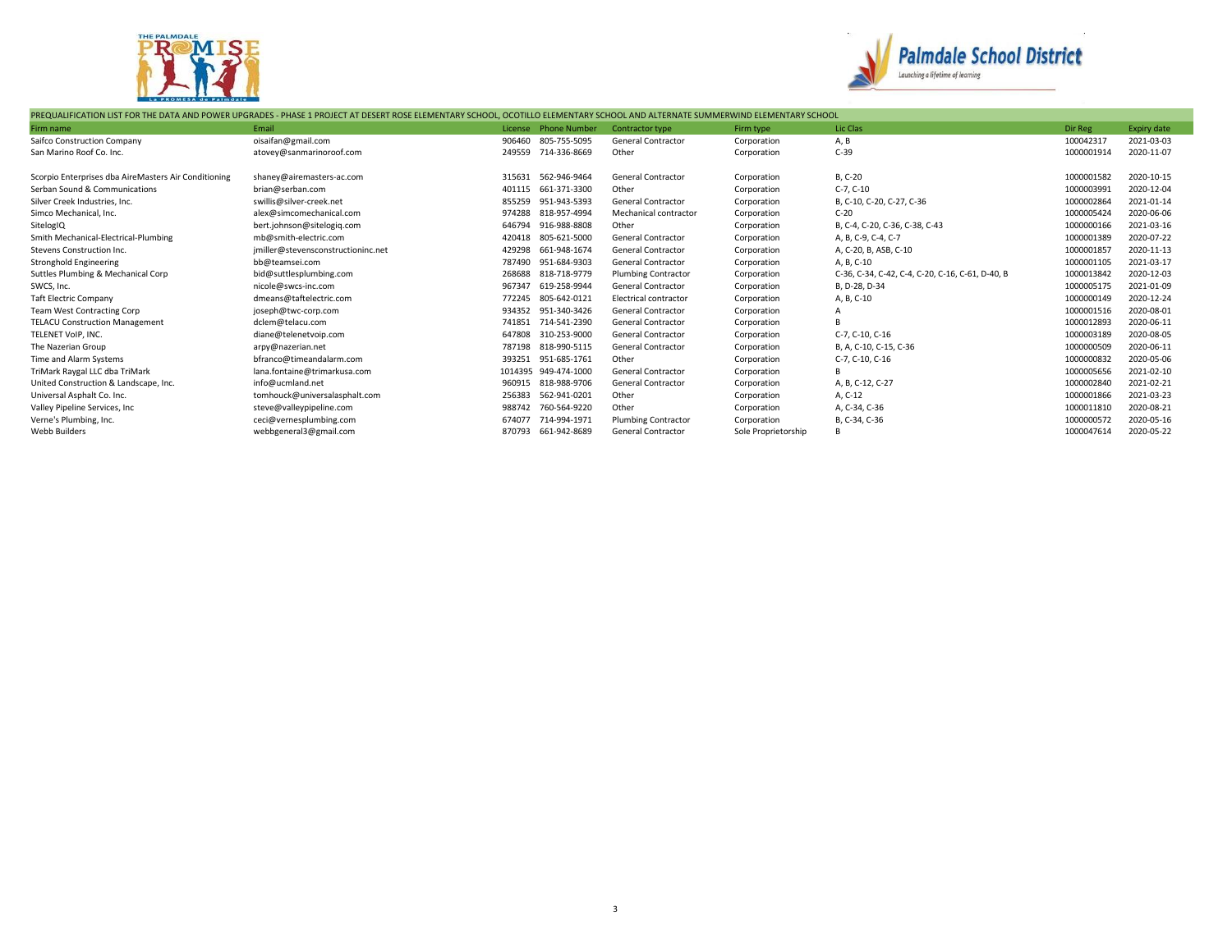PREQUALIFICATION LIST FOR THE DATA AND POWER UPGRADES - PHASE 1 PROJECT AT DESERT ROSE ELEMENTARY SCHOOL, OCOTILLO ELEMENTARY SCHOOL AND ALTERNATE SUMMERWIND ELEMENTARY SCHOOL

| Firm name | Email | License | Phone Number | Contractor type | Firm type | Lic Clas | Dir Reg | Expiry date |
|---|---|---|---|---|---|---|---|---|
| Saifco Construction Company | oisaifan@gmail.com | 906460 | 805-755-5095 | General Contractor | Corporation | A, B | 100042317 | 2021-03-03 |
| San Marino Roof Co. Inc. | atovey@sanmarinoroof.com | 249559 | 714-336-8669 | Other | Corporation | C-39 | 1000001914 | 2020-11-07 |
| Scorpio Enterprises dba AireMasters Air Conditioning | shaney@airemasters-ac.com | 315631 | 562-946-9464 | General Contractor | Corporation | B, C-20 | 1000001582 | 2020-10-15 |
| Serban Sound & Communications | brian@serban.com | 401115 | 661-371-3300 | Other | Corporation | C-7, C-10 | 1000003991 | 2020-12-04 |
| Silver Creek Industries, Inc. | swillis@silver-creek.net | 855259 | 951-943-5393 | General Contractor | Corporation | B, C-10, C-20, C-27, C-36 | 1000002864 | 2021-01-14 |
| Simco Mechanical, Inc. | alex@simcomechanical.com | 974288 | 818-957-4994 | Mechanical contractor | Corporation | C-20 | 1000005424 | 2020-06-06 |
| SitelogIQ | bert.johnson@sitelogiq.com | 646794 | 916-988-8808 | Other | Corporation | B, C-4, C-20, C-36, C-38, C-43 | 1000000166 | 2021-03-16 |
| Smith Mechanical-Electrical-Plumbing | mb@smith-electric.com | 420418 | 805-621-5000 | General Contractor | Corporation | A, B, C-9, C-4, C-7 | 1000001389 | 2020-07-22 |
| Stevens Construction Inc. | jmiller@stevensconstructioninc.net | 429298 | 661-948-1674 | General Contractor | Corporation | A, C-20, B, ASB, C-10 | 1000001857 | 2020-11-13 |
| Stronghold Engineering | bb@teamsei.com | 787490 | 951-684-9303 | General Contractor | Corporation | A, B, C-10 | 1000001105 | 2021-03-17 |
| Suttles Plumbing & Mechanical Corp | bid@suttlesplumbing.com | 268688 | 818-718-9779 | Plumbing Contractor | Corporation | C-36, C-34, C-42, C-4, C-20, C-16, C-61, D-40, B | 1000013842 | 2020-12-03 |
| SWCS, Inc. | nicole@swcs-inc.com | 967347 | 619-258-9944 | General Contractor | Corporation | B, D-28, D-34 | 1000005175 | 2021-01-09 |
| Taft Electric Company | dmeans@taftelectric.com | 772245 | 805-642-0121 | Electrical contractor | Corporation | A, B, C-10 | 1000000149 | 2020-12-24 |
| Team West Contracting Corp | joseph@twc-corp.com | 934352 | 951-340-3426 | General Contractor | Corporation | A | 1000001516 | 2020-08-01 |
| TELACU Construction Management | dclem@telacu.com | 741851 | 714-541-2390 | General Contractor | Corporation | B | 1000012893 | 2020-06-11 |
| TELENET VoIP, INC. | diane@telenetvoip.com | 647808 | 310-253-9000 | General Contractor | Corporation | C-7, C-10, C-16 | 1000003189 | 2020-08-05 |
| The Nazerian Group | arpy@nazerian.net | 787198 | 818-990-5115 | General Contractor | Corporation | B, A, C-10, C-15, C-36 | 1000000509 | 2020-06-11 |
| Time and Alarm Systems | bfranco@timeandalarm.com | 393251 | 951-685-1761 | Other | Corporation | C-7, C-10, C-16 | 1000000832 | 2020-05-06 |
| TriMark Raygal LLC dba TriMark | lana.fontaine@trimarkusa.com | 1014395 | 949-474-1000 | General Contractor | Corporation | B | 1000005656 | 2021-02-10 |
| United Construction & Landscape, Inc. | info@ucmland.net | 960915 | 818-988-9706 | General Contractor | Corporation | A, B, C-12, C-27 | 1000002840 | 2021-02-21 |
| Universal Asphalt Co. Inc. | tomhouck@universalasphalt.com | 256383 | 562-941-0201 | Other | Corporation | A, C-12 | 1000001866 | 2021-03-23 |
| Valley Pipeline Services, Inc | steve@valleypipeline.com | 988742 | 760-564-9220 | Other | Corporation | A, C-34, C-36 | 1000011810 | 2020-08-21 |
| Verne's Plumbing, Inc. | ceci@vernesplumbing.com | 674077 | 714-994-1971 | Plumbing Contractor | Corporation | B, C-34, C-36 | 1000000572 | 2020-05-16 |
| Webb Builders | webbgeneral3@gmail.com | 870793 | 661-942-8689 | General Contractor | Sole Proprietorship | B | 1000047614 | 2020-05-22 |